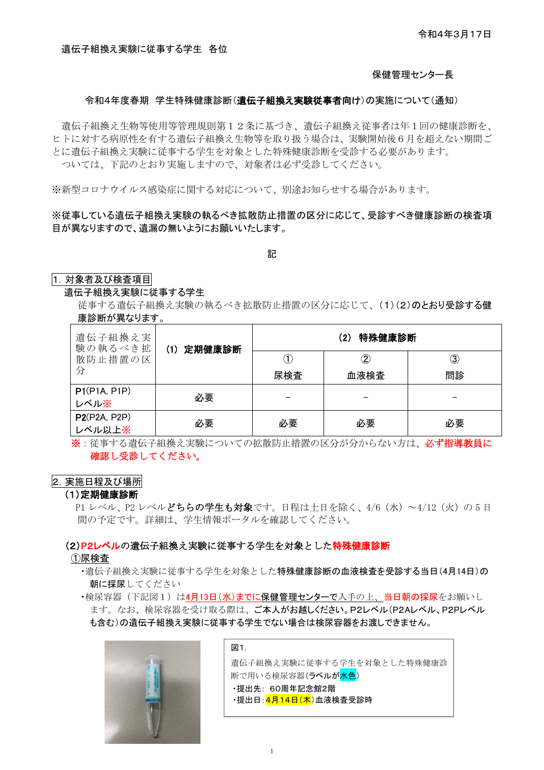令和4年3月17日

遺伝子組換え実験に従事する学生　各位

保健管理センター長

令和4年度春期　学生特殊健康診断（**遺伝子組換え実験従事者向け**）の実施について（通知）

遺伝子組換え生物等使用等管理規則第１２条に基づき、遺伝子組換え従事者は年１回の健康診断を、ヒトに対する病原性を有する遺伝子組換え生物等を取り扱う場合は、実験開始後６月を超えない期間ごとに遺伝子組換え実験に従事する学生を対象とした特殊健康診断を受診する必要があります。

ついては、下記のとおり実施しますので、対象者は必ず受診してください。

※新型コロナウイルス感染症に関する対応について、別途お知らせする場合があります。

**※従事している遺伝子組換え実験の執るべき拡散防止措置の区分に応じて、受診すべき健康診断の検査項目が異なりますので、遺漏の無いようにお願いいたします。**

記

## 1. 対象者及び検査項目

**遺伝子組換え実験に従事する学生**

従事する遺伝子組換え実験の執るべき拡散防止措置の区分に応じて、**（1）（2）のとおり受診する健康診断が異なります。**

| 遺伝子組換え実験の執るべき拡散防止措置の区分 | （1）定期健康診断 | （2）特殊健康診断 | | |
|---|---|---|---|---|
| | | ① 尿検査 | ② 血液検査 | ③ 問診 |
| **P1**(P1A, P1P) レベル※ | 必要 | － | － | － |
| **P2**(P2A, P2P) レベル以上※ | 必要 | 必要 | 必要 | 必要 |

※：従事する遺伝子組換え実験についての拡散防止措置の区分が分からない方は、**必ず指導教員に確認し受診してください。**

## 2. 実施日程及び場所

### （1）定期健康診断

P1 レベル、P2 レベル**どちらの学生も対象**です。日程は土日を除く、4/6（水）～4/12（火）の５日間の予定です。詳細は、学生情報ポータルを確認してください。

### （2）**P2レベル**の遺伝子組換え実験に従事する学生を対象とした**特殊健康診断**

**①尿検査**

- 遺伝子組換え実験に従事する学生を対象とした**特殊健康診断の血液検査を受診する当日（4月14日）の朝に採尿**してください
- 検尿容器（下記図１）は**4月13日（水）までに保健管理センターで**入手の上、**当日朝の採尿**をお願いします。なお、検尿容器を受け取る際は、**ご本人がお越しください。P2レベル（P2Aレベル、P2Pレベルも含む）の遺伝子組換え実験に従事する学生でない場合は検尿容器をお渡しできません。**

図1.
遺伝子組換え実験に従事する学生を対象とした特殊健康診断で用いる検尿容器（ラベルが水色）
- 提出先：60周年記念館2階
- 提出日：4月14日（木）血液検査受診時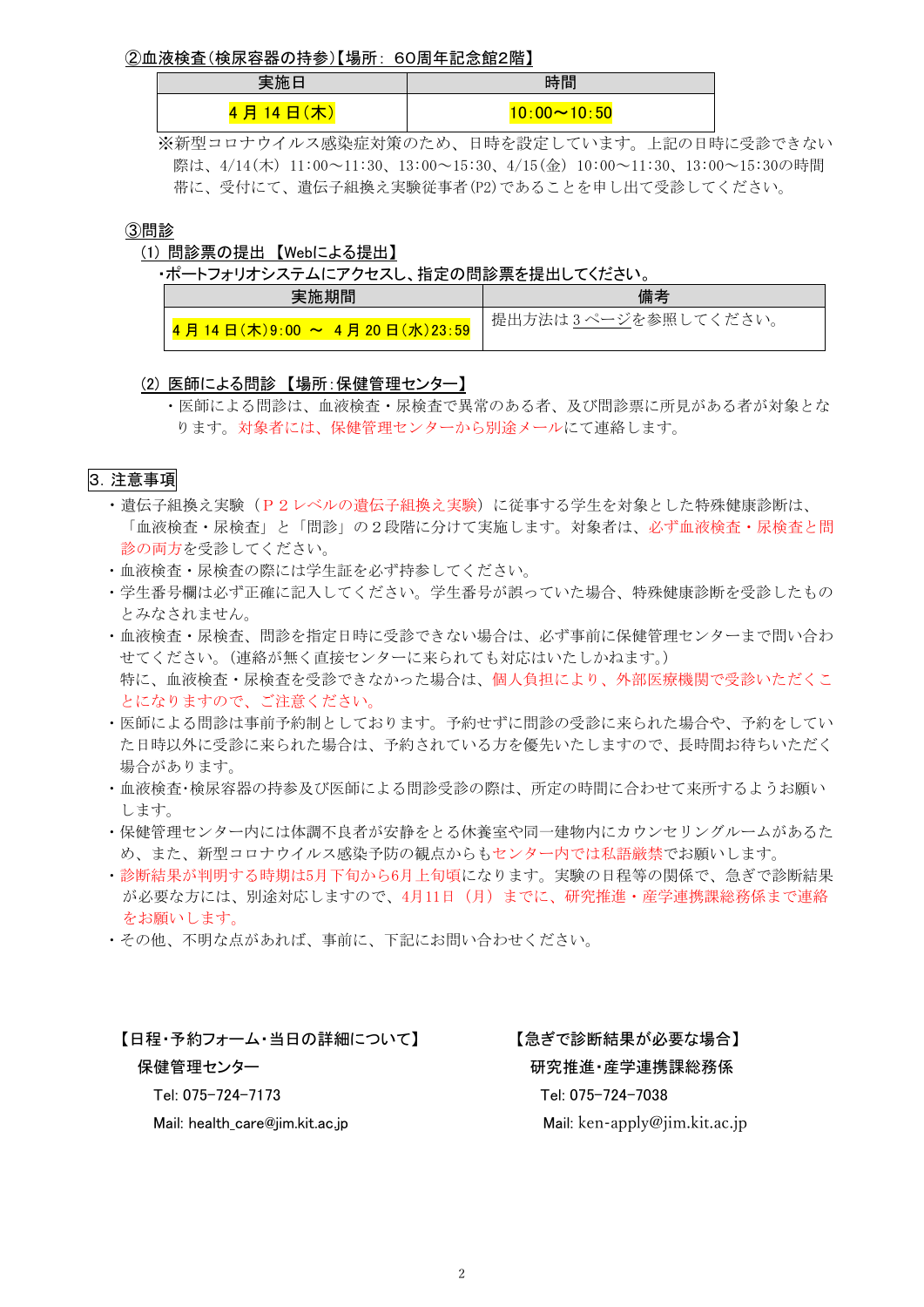②血液検査(検尿容器の持参)【場所: 60周年記念館2階】

| 実施日 | 時間 |
| --- | --- |
| 4 月 14 日(木) | 10:00～10:50 |

※新型コロナウイルス感染症対策のため、日時を設定しています。上記の日時に受診できない際は、4/14(木) 11:00～11:30、13:00～15:30、4/15(金) 10:00～11:30、13:00～15:30の時間帯に、受付にて、遺伝子組換え実験従事者(P2)であることを申し出て受診してください。

③問診

(1) 問診票の提出 【Webによる提出】

・ポートフォリオシステムにアクセスし、指定の問診票を提出してください。

| 実施期間 | 備考 |
| --- | --- |
| 4 月 14 日(木)9:00 ～ 4 月 20 日(水)23:59 | 提出方法は 3 ページを参照してください。 |

(2) 医師による問診 【場所:保健管理センター】

・医師による問診は、血液検査・尿検査で異常のある者、及び問診票に所見がある者が対象となります。対象者には、保健管理センターから別途メールにて連絡します。

## 3. 注意事項

- 遺伝子組換え実験（P２レベルの遺伝子組換え実験）に従事する学生を対象とした特殊健康診断は、「血液検査・尿検査」と「問診」の２段階に分けて実施します。対象者は、必ず血液検査・尿検査と問診の両方を受診してください。
- 血液検査・尿検査の際には学生証を必ず持参してください。
- 学生番号欄は必ず正確に記入してください。学生番号が誤っていた場合、特殊健康診断を受診したものとみなされません。
- 血液検査・尿検査、問診を指定日時に受診できない場合は、必ず事前に保健管理センターまで問い合わせてください。(連絡が無く直接センターに来られても対応はいたしかねます。)
  特に、血液検査・尿検査を受診できなかった場合は、個人負担により、外部医療機関で受診いただくことになりますので、ご注意ください。
- 医師による問診は事前予約制としております。予約せずに問診の受診に来られた場合や、予約をしていた日時以外に受診に来られた場合は、予約されている方を優先いたしますので、長時間お待ちいただく場合があります。
- 血液検査･検尿容器の持参及び医師による問診受診の際は、所定の時間に合わせて来所するようお願いします。
- 保健管理センター内には体調不良者が安静をとる休養室や同一建物内にカウンセリングルームがあるため、また、新型コロナウイルス感染予防の観点からもセンター内では私語厳禁でお願いします。
- 診断結果が判明する時期は5月下旬から6月上旬頃になります。実験の日程等の関係で、急ぎで診断結果が必要な方には、別途対応しますので、4月11日（月）までに、研究推進・産学連携課総務係まで連絡をお願いします。
- その他、不明な点があれば、事前に、下記にお問い合わせください。

【日程･予約フォーム･当日の詳細について】
保健管理センター
Tel: 075-724-7173
Mail: health_care@jim.kit.ac.jp

【急ぎで診断結果が必要な場合】
研究推進･産学連携課総務係
Tel: 075-724-7038
Mail: ken-apply@jim.kit.ac.jp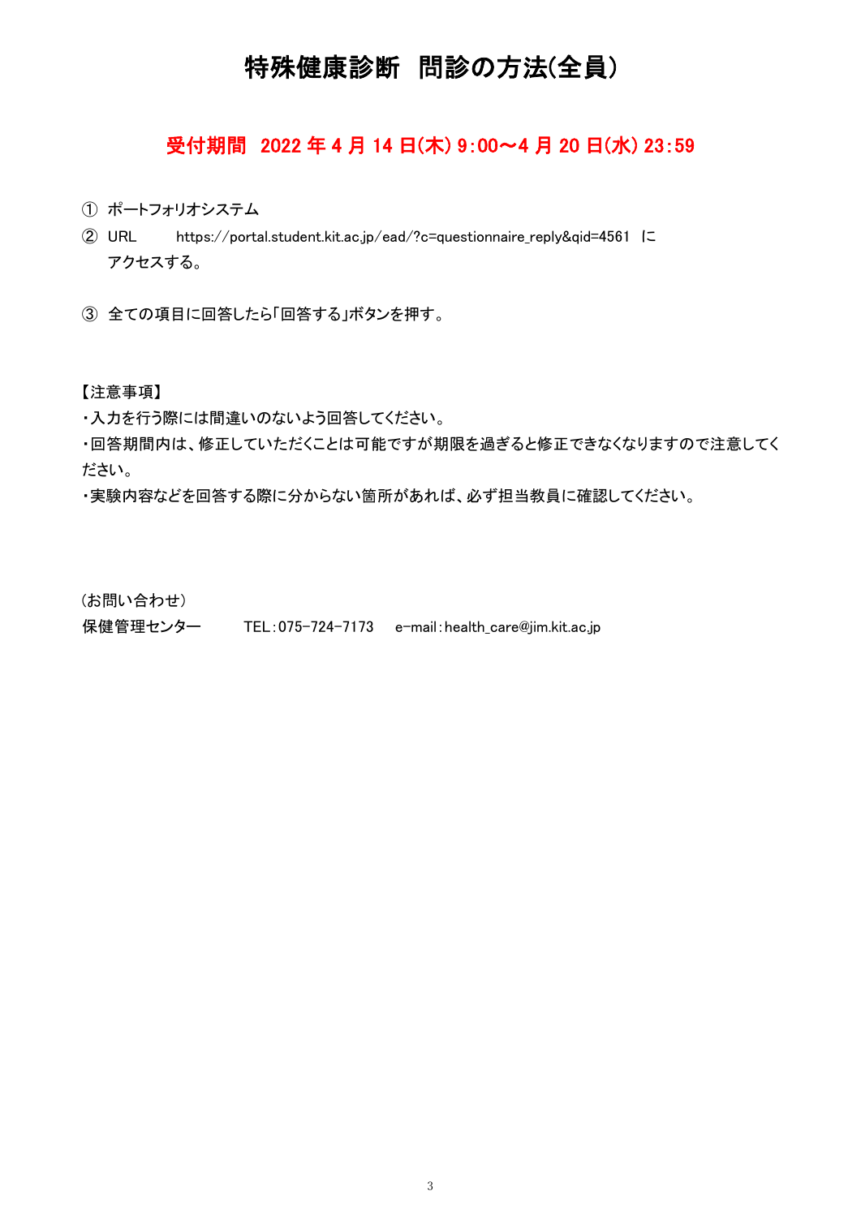# 特殊健康診断　問診の方法(全員)

**受付期間　2022 年 4 月 14 日(木) 9:00～4 月 20 日(水) 23:59**

① ポートフォリオシステム

② URL　　https://portal.student.kit.ac.jp/ead/?c=questionnaire_reply&qid=4561　に
アクセスする。

③ 全ての項目に回答したら「回答する」ボタンを押す。

【注意事項】

・入力を行う際には間違いのないよう回答してください。

・回答期間内は、修正していただくことは可能ですが期限を過ぎると修正できなくなりますので注意してください。

・実験内容などを回答する際に分からない箇所があれば、必ず担当教員に確認してください。

（お問い合わせ）

保健管理センター　　TEL：075-724-7173　e-mail：health_care@jim.kit.ac.jp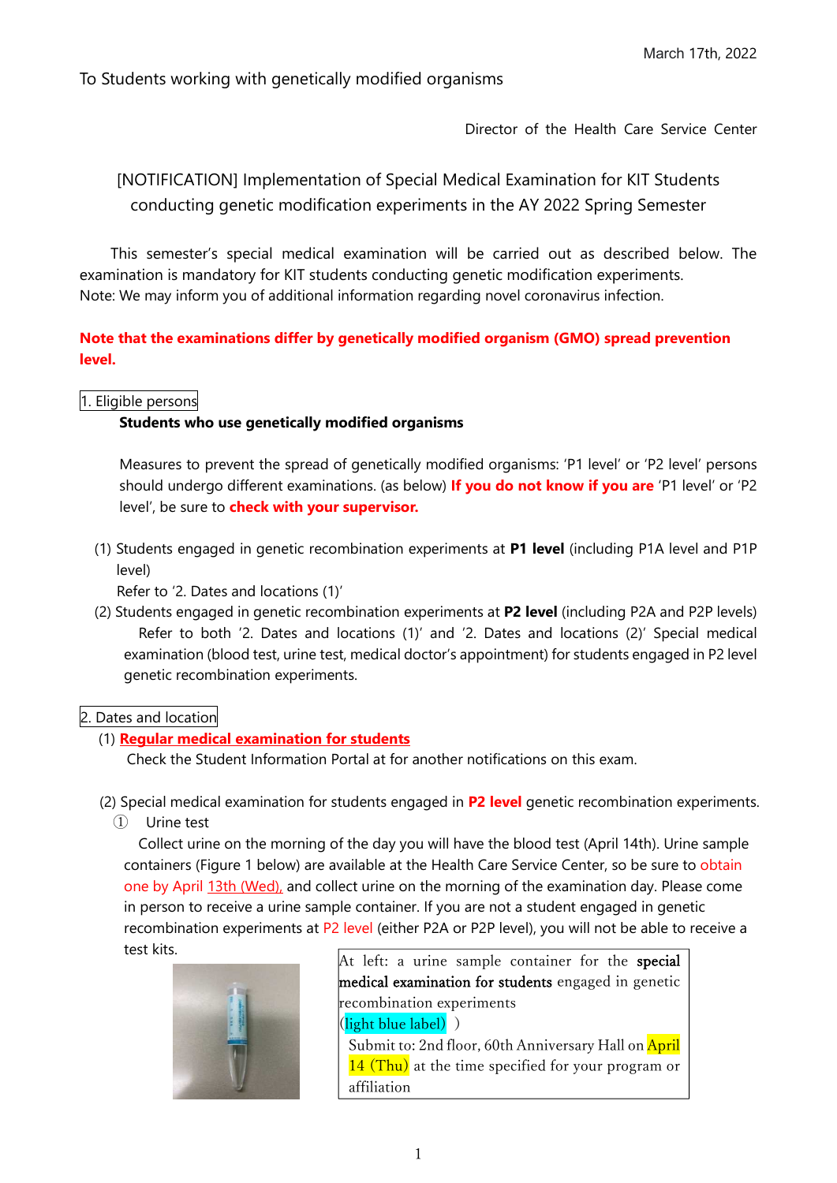March 17th, 2022

To Students working with genetically modified organisms

Director of the Health Care Service Center

# [NOTIFICATION] Implementation of Special Medical Examination for KIT Students conducting genetic modification experiments in the AY 2022 Spring Semester

This semester's special medical examination will be carried out as described below. The examination is mandatory for KIT students conducting genetic modification experiments.
Note: We may inform you of additional information regarding novel coronavirus infection.

**Note that the examinations differ by genetically modified organism (GMO) spread prevention level.**

## 1. Eligible persons

**Students who use genetically modified organisms**

Measures to prevent the spread of genetically modified organisms: 'P1 level' or 'P2 level' persons should undergo different examinations. (as below) **If you do not know if you are** 'P1 level' or 'P2 level', be sure to **check with your supervisor.**

(1) Students engaged in genetic recombination experiments at **P1 level** (including P1A level and P1P level)
Refer to '2. Dates and locations (1)'

(2) Students engaged in genetic recombination experiments at **P2 level** (including P2A and P2P levels)
Refer to both '2. Dates and locations (1)' and '2. Dates and locations (2)' Special medical examination (blood test, urine test, medical doctor's appointment) for students engaged in P2 level genetic recombination experiments.

## 2. Dates and location

(1) **Regular medical examination for students**
Check the Student Information Portal at for another notifications on this exam.

(2) Special medical examination for students engaged in **P2 level** genetic recombination experiments.

① Urine test

Collect urine on the morning of the day you will have the blood test (April 14th). Urine sample containers (Figure 1 below) are available at the Health Care Service Center, so be sure to obtain one by April 13th (Wed), and collect urine on the morning of the examination day. Please come in person to receive a urine sample container. If you are not a student engaged in genetic recombination experiments at P2 level (either P2A or P2P level), you will not be able to receive a test kits.

| At left: a urine sample container for the **special medical examination for students** engaged in genetic recombination experiments (light blue label) Submit to: 2nd floor, 60th Anniversary Hall on April 14 (Thu) at the time specified for your program or affiliation |
|---|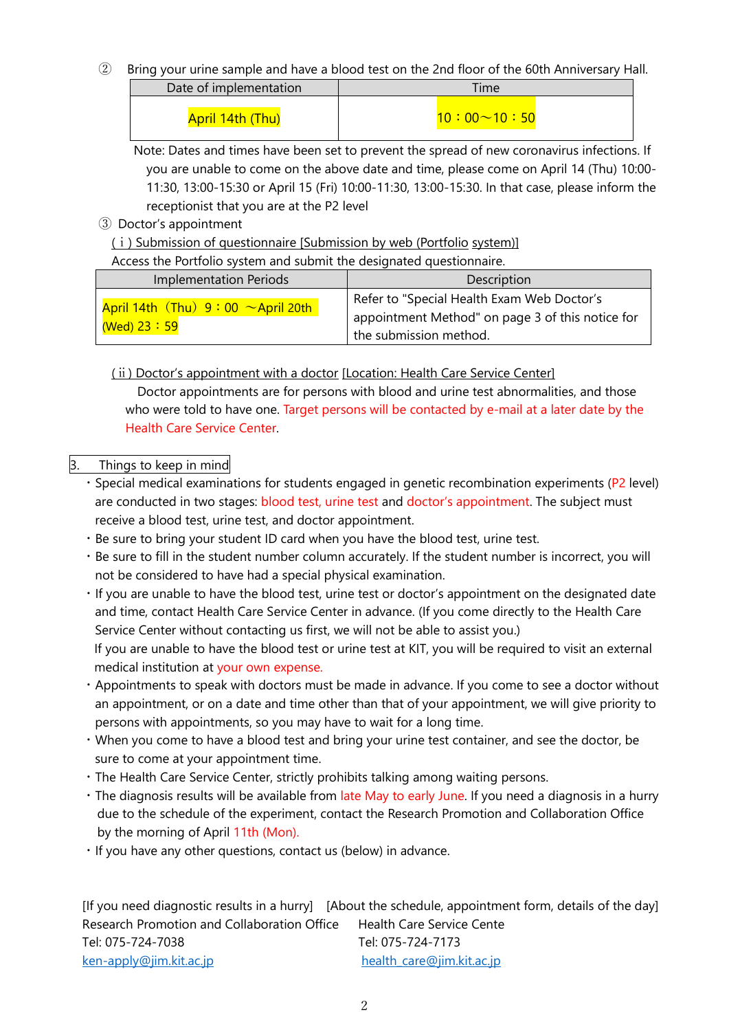② Bring your urine sample and have a blood test on the 2nd floor of the 60th Anniversary Hall.

| Date of implementation | Time |
|---|---|
| April 14th (Thu) | 10：00～10：50 |

Note: Dates and times have been set to prevent the spread of new coronavirus infections. If you are unable to come on the above date and time, please come on April 14 (Thu) 10:00-11:30, 13:00-15:30 or April 15 (Fri) 10:00-11:30, 13:00-15:30. In that case, please inform the receptionist that you are at the P2 level

③ Doctor's appointment

( i ) Submission of questionnaire [Submission by web (Portfolio system)]

Access the Portfolio system and submit the designated questionnaire.

| Implementation Periods | Description |
|---|---|
| April 14th（Thu）9：00 ～April 20th (Wed) 23：59 | Refer to "Special Health Exam Web Doctor's appointment Method" on page 3 of this notice for the submission method. |

( ii ) Doctor's appointment with a doctor [Location: Health Care Service Center]

Doctor appointments are for persons with blood and urine test abnormalities, and those who were told to have one. Target persons will be contacted by e-mail at a later date by the Health Care Service Center.

## 3. Things to keep in mind

・Special medical examinations for students engaged in genetic recombination experiments (P2 level) are conducted in two stages: blood test, urine test and doctor's appointment. The subject must receive a blood test, urine test, and doctor appointment.

・Be sure to bring your student ID card when you have the blood test, urine test.

・Be sure to fill in the student number column accurately. If the student number is incorrect, you will not be considered to have had a special physical examination.

・If you are unable to have the blood test, urine test or doctor's appointment on the designated date and time, contact Health Care Service Center in advance. (If you come directly to the Health Care Service Center without contacting us first, we will not be able to assist you.)
If you are unable to have the blood test or urine test at KIT, you will be required to visit an external medical institution at your own expense.

・Appointments to speak with doctors must be made in advance. If you come to see a doctor without an appointment, or on a date and time other than that of your appointment, we will give priority to persons with appointments, so you may have to wait for a long time.

・When you come to have a blood test and bring your urine test container, and see the doctor, be sure to come at your appointment time.

・The Health Care Service Center, strictly prohibits talking among waiting persons.

・The diagnosis results will be available from late May to early June. If you need a diagnosis in a hurry due to the schedule of the experiment, contact the Research Promotion and Collaboration Office by the morning of April 11th (Mon).

・If you have any other questions, contact us (below) in advance.

[If you need diagnostic results in a hurry]
Research Promotion and Collaboration Office
Tel: 075-724-7038
ken-apply@jim.kit.ac.jp

[About the schedule, appointment form, details of the day]
Health Care Service Cente
Tel: 075-724-7173
health_care@jim.kit.ac.jp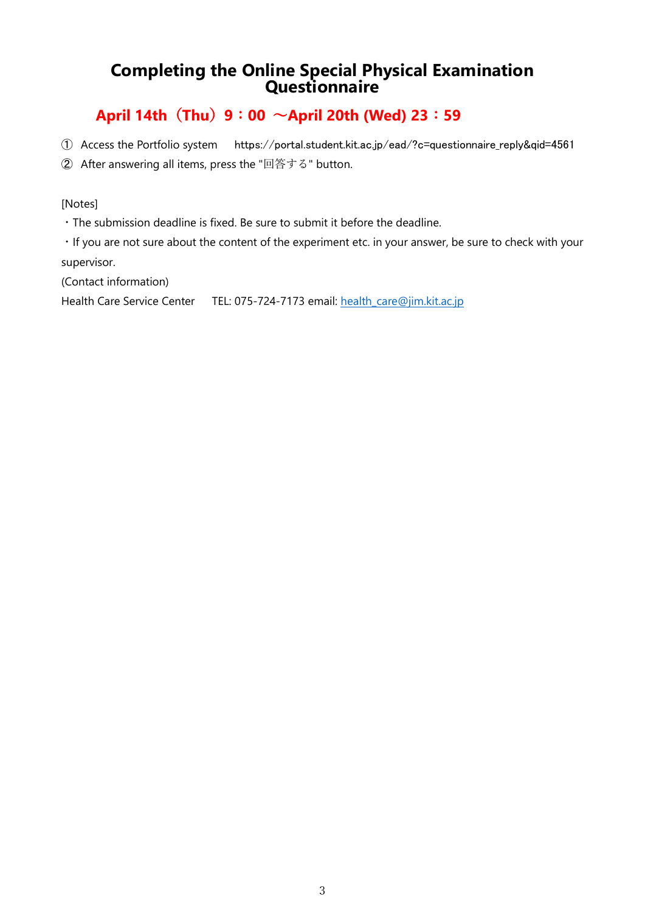# Completing the Online Special Physical Examination Questionnaire

**April 14th（Thu）9：00 ～April 20th (Wed) 23：59**

① Access the Portfolio system https://portal.student.kit.ac.jp/ead/?c=questionnaire_reply&qid=4561

② After answering all items, press the "回答する" button.

[Notes]

・The submission deadline is fixed. Be sure to submit it before the deadline.

・If you are not sure about the content of the experiment etc. in your answer, be sure to check with your supervisor.

(Contact information)

Health Care Service Center TEL: 075-724-7173 email: health_care@jim.kit.ac.jp